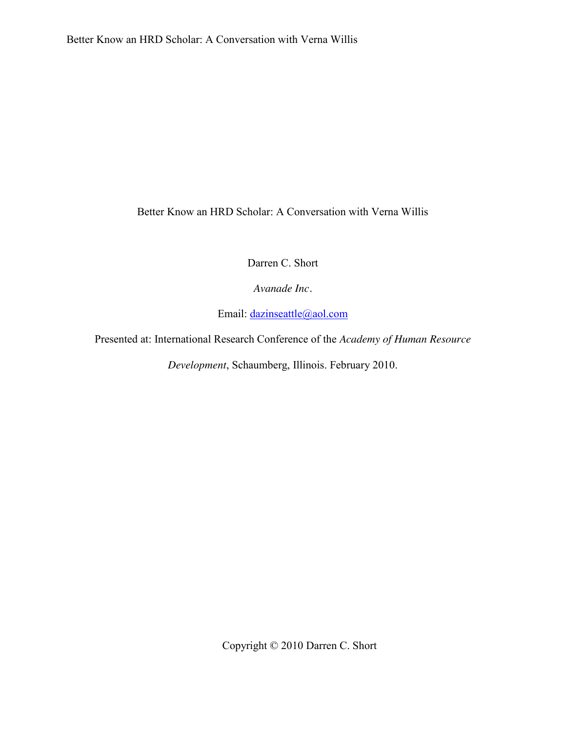# Better Know an HRD Scholar: A Conversation with Verna Willis

Darren C. Short

*Avanade Inc*.

Email: dazinseattle@aol.com

Presented at: International Research Conference of the *Academy of Human Resource Development*, Schaumberg, Illinois. February 2010.

Copyright © 2010 Darren C. Short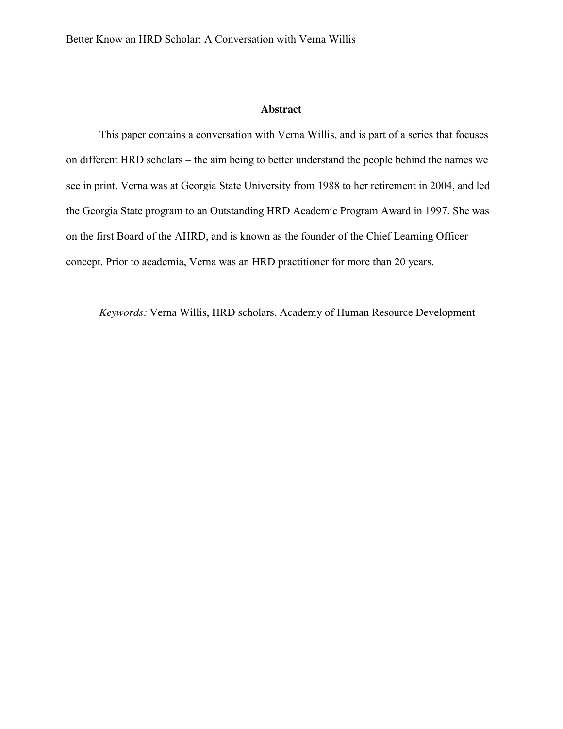## Abstract

This paper contains a conversation with Verna Willis, and is part of a series that focuses on different HRD scholars – the aim being to better understand the people behind the names we see in print. Verna was at Georgia State University from 1988 to her retirement in 2004, and led the Georgia State program to an Outstanding HRD Academic Program Award in 1997. She was on the first Board of the AHRD, and is known as the founder of the Chief Learning Officer concept. Prior to academia, Verna was an HRD practitioner for more than 20 years.

*Keywords:* Verna Willis, HRD scholars, Academy of Human Resource Development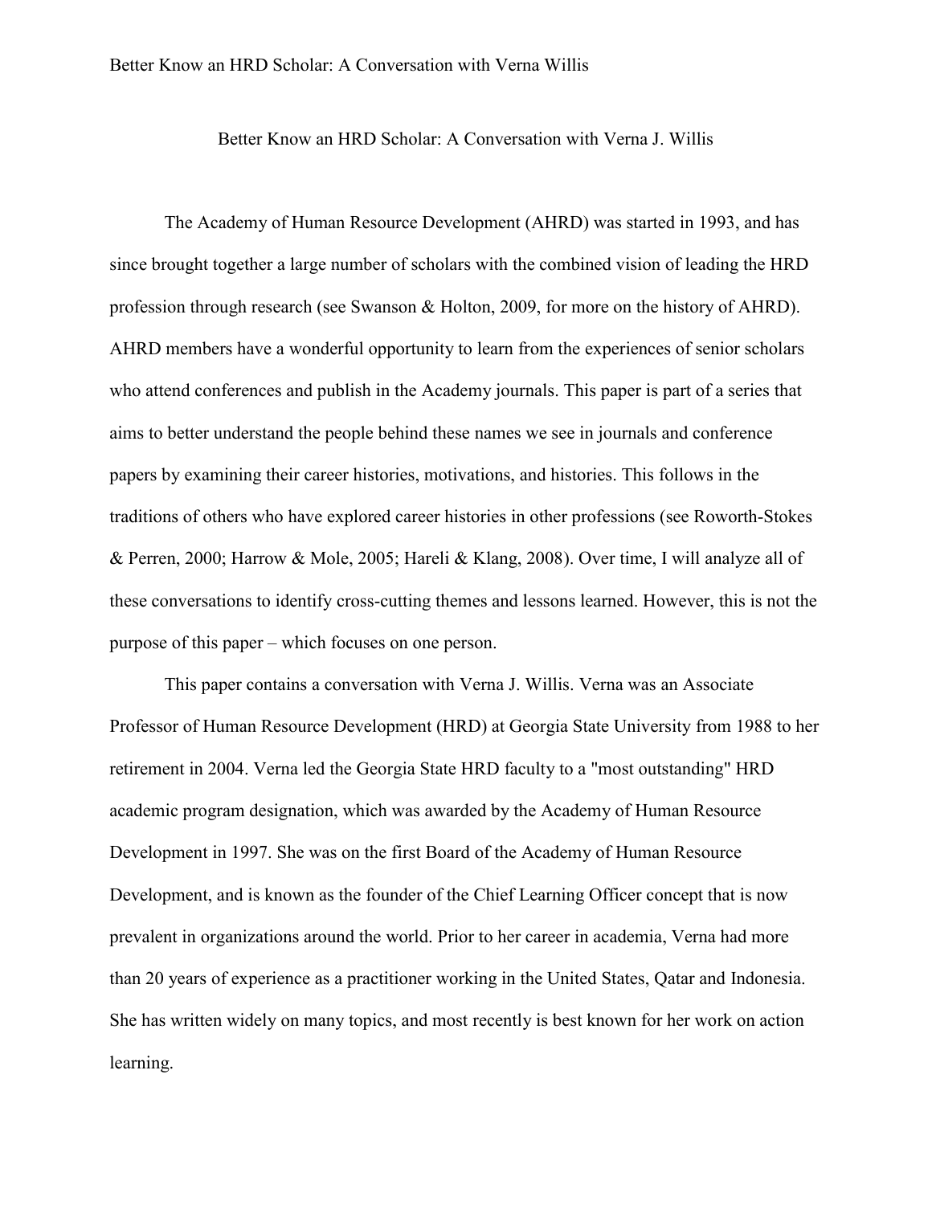# Better Know an HRD Scholar: A Conversation with Verna J. Willis

The Academy of Human Resource Development (AHRD) was started in 1993, and has since brought together a large number of scholars with the combined vision of leading the HRD profession through research (see Swanson & Holton, 2009, for more on the history of AHRD). AHRD members have a wonderful opportunity to learn from the experiences of senior scholars who attend conferences and publish in the Academy journals. This paper is part of a series that aims to better understand the people behind these names we see in journals and conference papers by examining their career histories, motivations, and histories. This follows in the traditions of others who have explored career histories in other professions (see Roworth-Stokes & Perren, 2000; Harrow & Mole, 2005; Hareli & Klang, 2008). Over time, I will analyze all of these conversations to identify cross-cutting themes and lessons learned. However, this is not the purpose of this paper – which focuses on one person.

This paper contains a conversation with Verna J. Willis. Verna was an Associate Professor of Human Resource Development (HRD) at Georgia State University from 1988 to her retirement in 2004. Verna led the Georgia State HRD faculty to a "most outstanding" HRD academic program designation, which was awarded by the Academy of Human Resource Development in 1997. She was on the first Board of the Academy of Human Resource Development, and is known as the founder of the Chief Learning Officer concept that is now prevalent in organizations around the world. Prior to her career in academia, Verna had more than 20 years of experience as a practitioner working in the United States, Qatar and Indonesia. She has written widely on many topics, and most recently is best known for her work on action learning.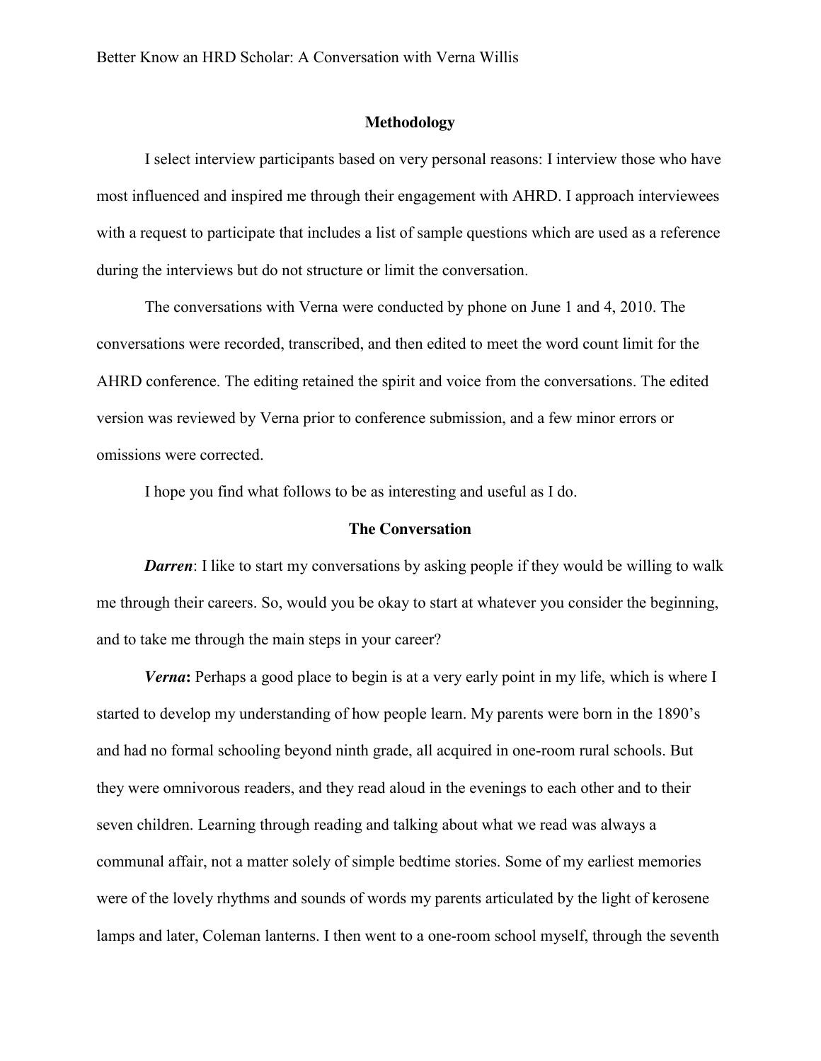## Methodology

I select interview participants based on very personal reasons: I interview those who have most influenced and inspired me through their engagement with AHRD. I approach interviewees with a request to participate that includes a list of sample questions which are used as a reference during the interviews but do not structure or limit the conversation.

The conversations with Verna were conducted by phone on June 1 and 4, 2010. The conversations were recorded, transcribed, and then edited to meet the word count limit for the AHRD conference. The editing retained the spirit and voice from the conversations. The edited version was reviewed by Verna prior to conference submission, and a few minor errors or omissions were corrected.

I hope you find what follows to be as interesting and useful as I do.

## The Conversation

***Darren***: I like to start my conversations by asking people if they would be willing to walk me through their careers. So, would you be okay to start at whatever you consider the beginning, and to take me through the main steps in your career?

***Verna*****:** Perhaps a good place to begin is at a very early point in my life, which is where I started to develop my understanding of how people learn. My parents were born in the 1890's and had no formal schooling beyond ninth grade, all acquired in one-room rural schools. But they were omnivorous readers, and they read aloud in the evenings to each other and to their seven children. Learning through reading and talking about what we read was always a communal affair, not a matter solely of simple bedtime stories. Some of my earliest memories were of the lovely rhythms and sounds of words my parents articulated by the light of kerosene lamps and later, Coleman lanterns. I then went to a one-room school myself, through the seventh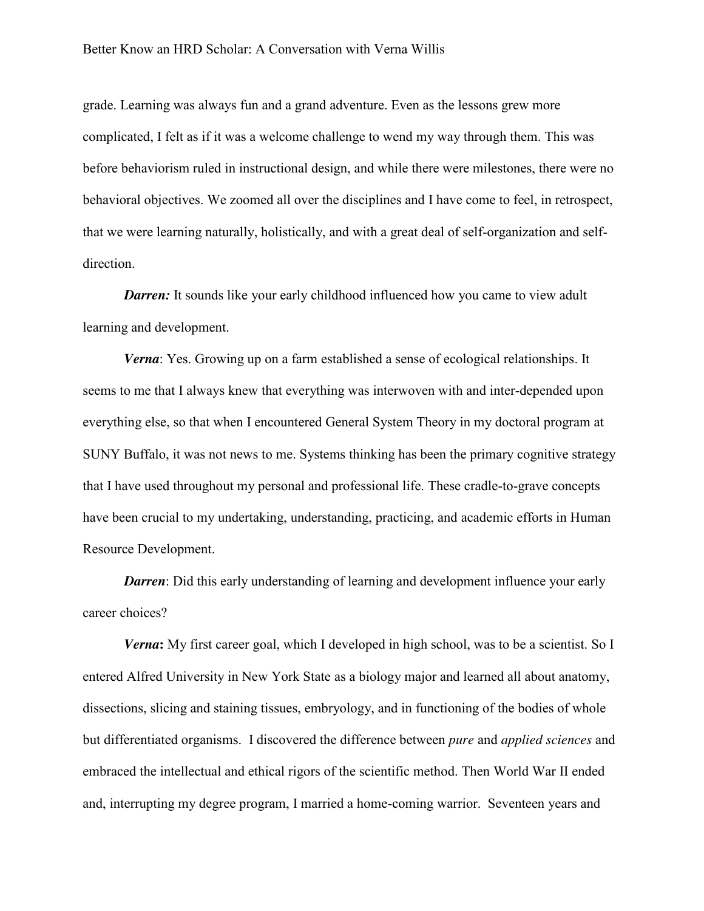grade. Learning was always fun and a grand adventure. Even as the lessons grew more complicated, I felt as if it was a welcome challenge to wend my way through them. This was before behaviorism ruled in instructional design, and while there were milestones, there were no behavioral objectives. We zoomed all over the disciplines and I have come to feel, in retrospect, that we were learning naturally, holistically, and with a great deal of self-organization and self-direction.

***Darren:*** It sounds like your early childhood influenced how you came to view adult learning and development.

***Verna***: Yes. Growing up on a farm established a sense of ecological relationships. It seems to me that I always knew that everything was interwoven with and inter-depended upon everything else, so that when I encountered General System Theory in my doctoral program at SUNY Buffalo, it was not news to me. Systems thinking has been the primary cognitive strategy that I have used throughout my personal and professional life. These cradle-to-grave concepts have been crucial to my undertaking, understanding, practicing, and academic efforts in Human Resource Development.

***Darren***: Did this early understanding of learning and development influence your early career choices?

***Verna*:** My first career goal, which I developed in high school, was to be a scientist. So I entered Alfred University in New York State as a biology major and learned all about anatomy, dissections, slicing and staining tissues, embryology, and in functioning of the bodies of whole but differentiated organisms. I discovered the difference between *pure* and *applied sciences* and embraced the intellectual and ethical rigors of the scientific method. Then World War II ended and, interrupting my degree program, I married a home-coming warrior. Seventeen years and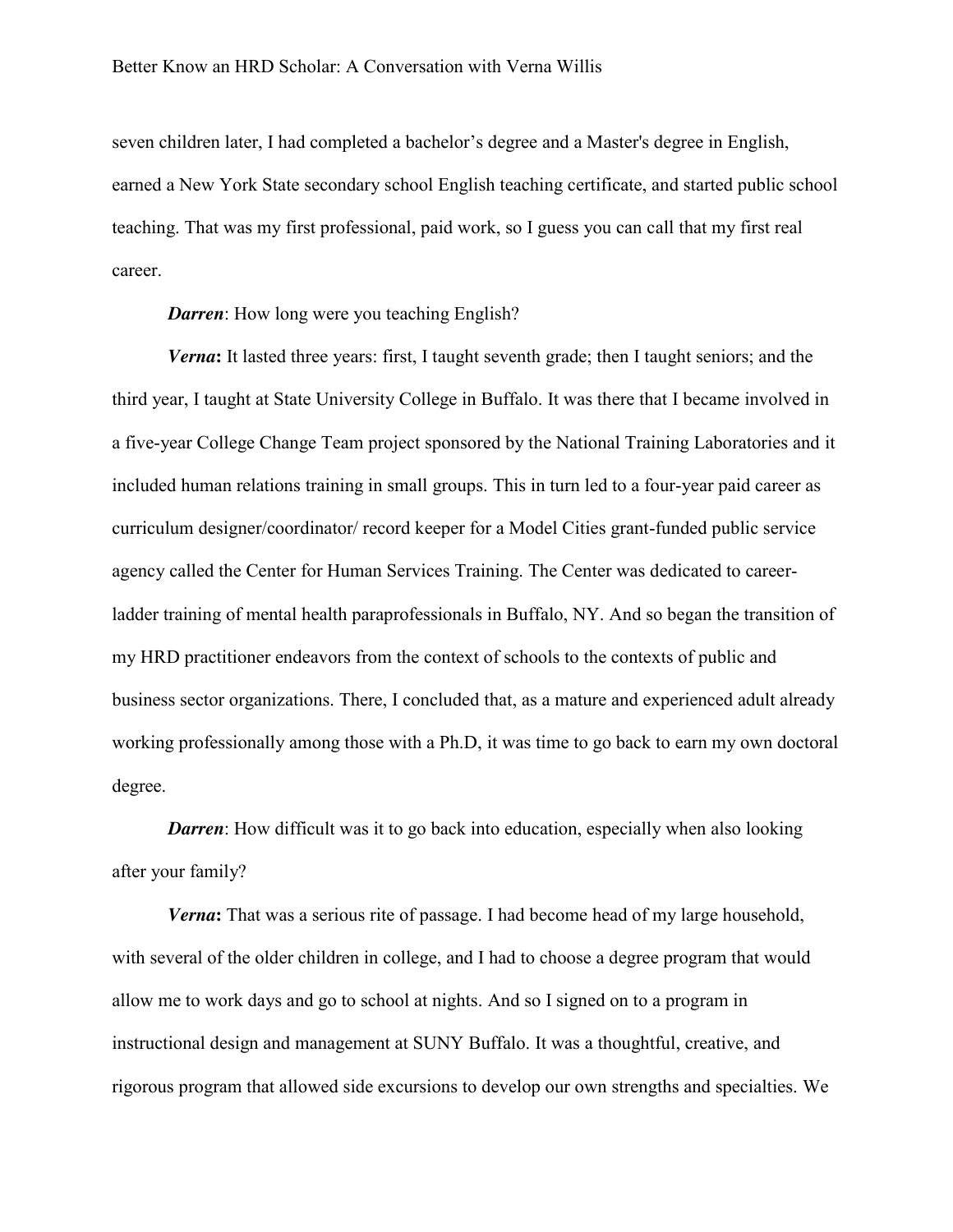seven children later, I had completed a bachelor's degree and a Master's degree in English, earned a New York State secondary school English teaching certificate, and started public school teaching. That was my first professional, paid work, so I guess you can call that my first real career.

***Darren***: How long were you teaching English?

***Verna*:** It lasted three years: first, I taught seventh grade; then I taught seniors; and the third year, I taught at State University College in Buffalo. It was there that I became involved in a five-year College Change Team project sponsored by the National Training Laboratories and it included human relations training in small groups. This in turn led to a four-year paid career as curriculum designer/coordinator/ record keeper for a Model Cities grant-funded public service agency called the Center for Human Services Training. The Center was dedicated to career-ladder training of mental health paraprofessionals in Buffalo, NY. And so began the transition of my HRD practitioner endeavors from the context of schools to the contexts of public and business sector organizations. There, I concluded that, as a mature and experienced adult already working professionally among those with a Ph.D, it was time to go back to earn my own doctoral degree.

***Darren***: How difficult was it to go back into education, especially when also looking after your family?

***Verna*:** That was a serious rite of passage. I had become head of my large household, with several of the older children in college, and I had to choose a degree program that would allow me to work days and go to school at nights. And so I signed on to a program in instructional design and management at SUNY Buffalo. It was a thoughtful, creative, and rigorous program that allowed side excursions to develop our own strengths and specialties. We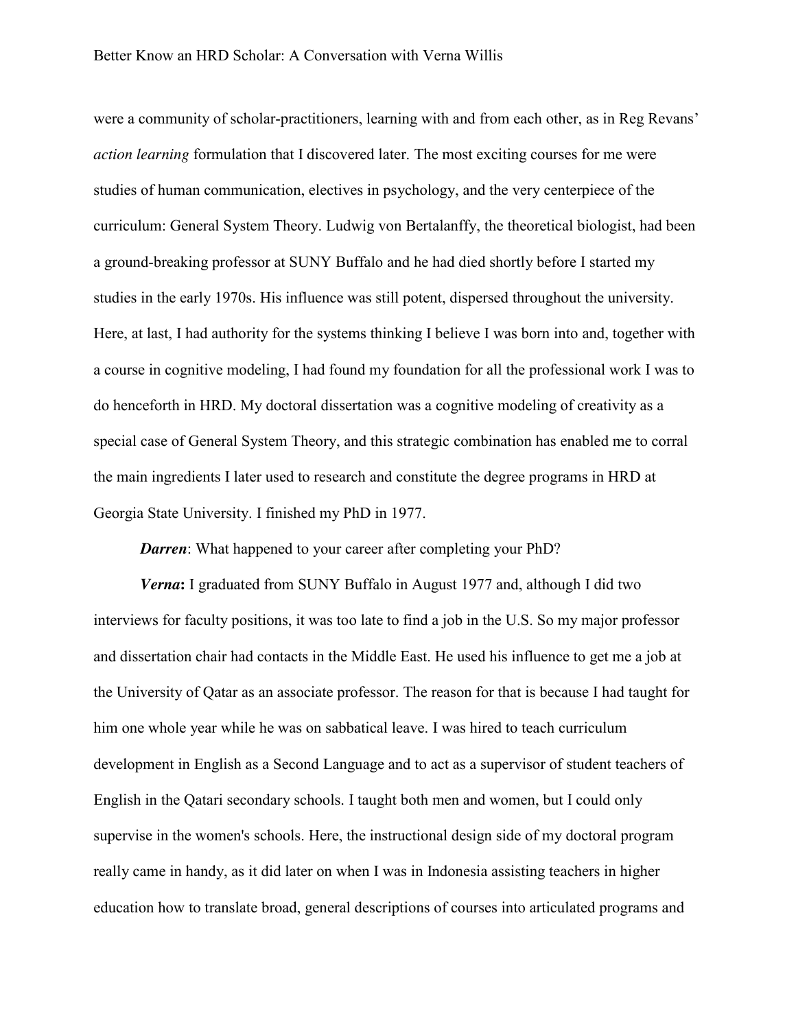were a community of scholar-practitioners, learning with and from each other, as in Reg Revans' *action learning* formulation that I discovered later. The most exciting courses for me were studies of human communication, electives in psychology, and the very centerpiece of the curriculum: General System Theory. Ludwig von Bertalanffy, the theoretical biologist, had been a ground-breaking professor at SUNY Buffalo and he had died shortly before I started my studies in the early 1970s. His influence was still potent, dispersed throughout the university. Here, at last, I had authority for the systems thinking I believe I was born into and, together with a course in cognitive modeling, I had found my foundation for all the professional work I was to do henceforth in HRD. My doctoral dissertation was a cognitive modeling of creativity as a special case of General System Theory, and this strategic combination has enabled me to corral the main ingredients I later used to research and constitute the degree programs in HRD at Georgia State University. I finished my PhD in 1977.

***Darren***: What happened to your career after completing your PhD?

***Verna*:** I graduated from SUNY Buffalo in August 1977 and, although I did two interviews for faculty positions, it was too late to find a job in the U.S. So my major professor and dissertation chair had contacts in the Middle East. He used his influence to get me a job at the University of Qatar as an associate professor. The reason for that is because I had taught for him one whole year while he was on sabbatical leave. I was hired to teach curriculum development in English as a Second Language and to act as a supervisor of student teachers of English in the Qatari secondary schools. I taught both men and women, but I could only supervise in the women's schools. Here, the instructional design side of my doctoral program really came in handy, as it did later on when I was in Indonesia assisting teachers in higher education how to translate broad, general descriptions of courses into articulated programs and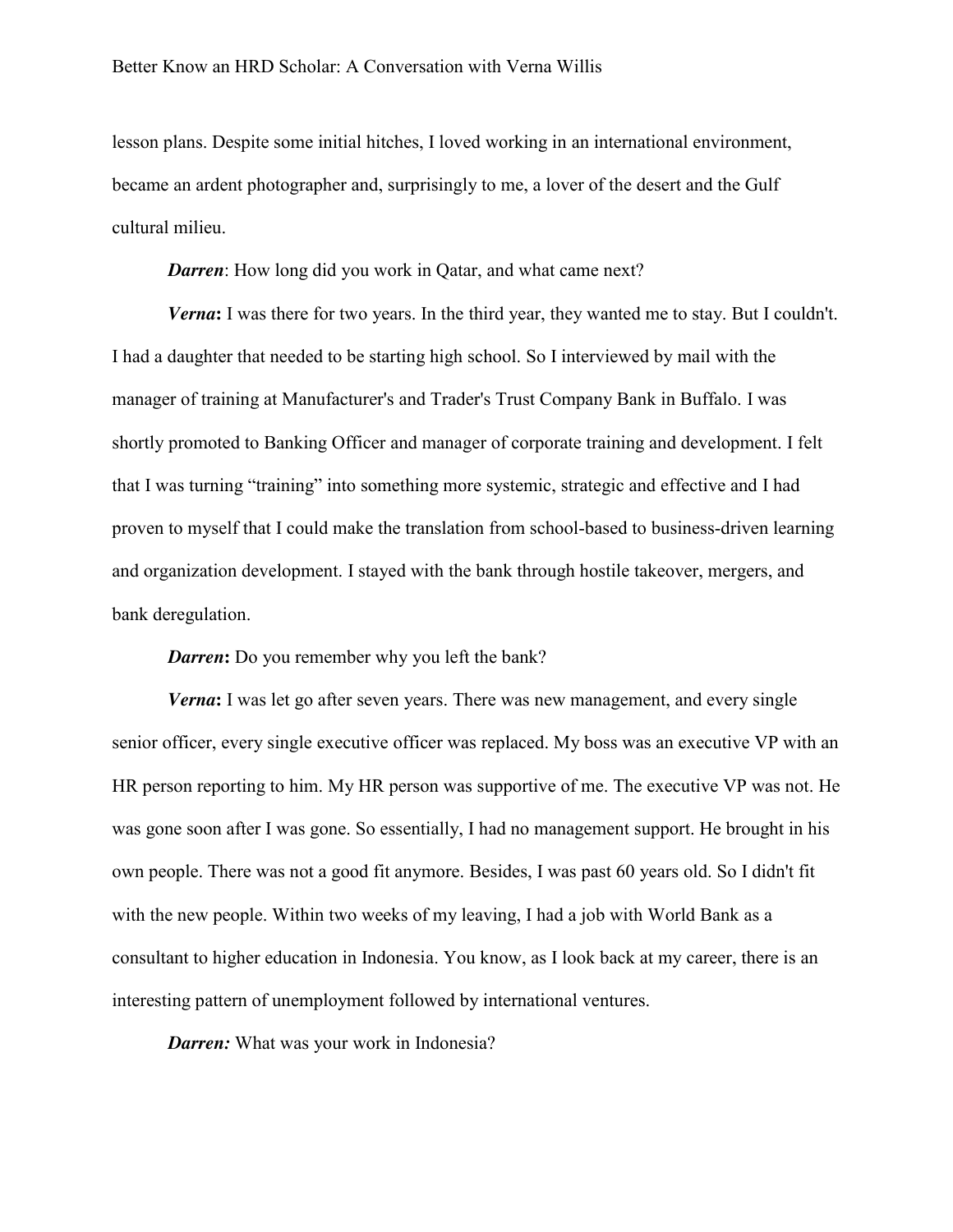lesson plans. Despite some initial hitches, I loved working in an international environment, became an ardent photographer and, surprisingly to me, a lover of the desert and the Gulf cultural milieu.

***Darren***: How long did you work in Qatar, and what came next?

***Verna*****:** I was there for two years. In the third year, they wanted me to stay. But I couldn't. I had a daughter that needed to be starting high school. So I interviewed by mail with the manager of training at Manufacturer's and Trader's Trust Company Bank in Buffalo. I was shortly promoted to Banking Officer and manager of corporate training and development. I felt that I was turning "training" into something more systemic, strategic and effective and I had proven to myself that I could make the translation from school-based to business-driven learning and organization development. I stayed with the bank through hostile takeover, mergers, and bank deregulation.

***Darren*****:** Do you remember why you left the bank?

***Verna*****:** I was let go after seven years. There was new management, and every single senior officer, every single executive officer was replaced. My boss was an executive VP with an HR person reporting to him. My HR person was supportive of me. The executive VP was not. He was gone soon after I was gone. So essentially, I had no management support. He brought in his own people. There was not a good fit anymore. Besides, I was past 60 years old. So I didn't fit with the new people. Within two weeks of my leaving, I had a job with World Bank as a consultant to higher education in Indonesia. You know, as I look back at my career, there is an interesting pattern of unemployment followed by international ventures.

***Darren:*** What was your work in Indonesia?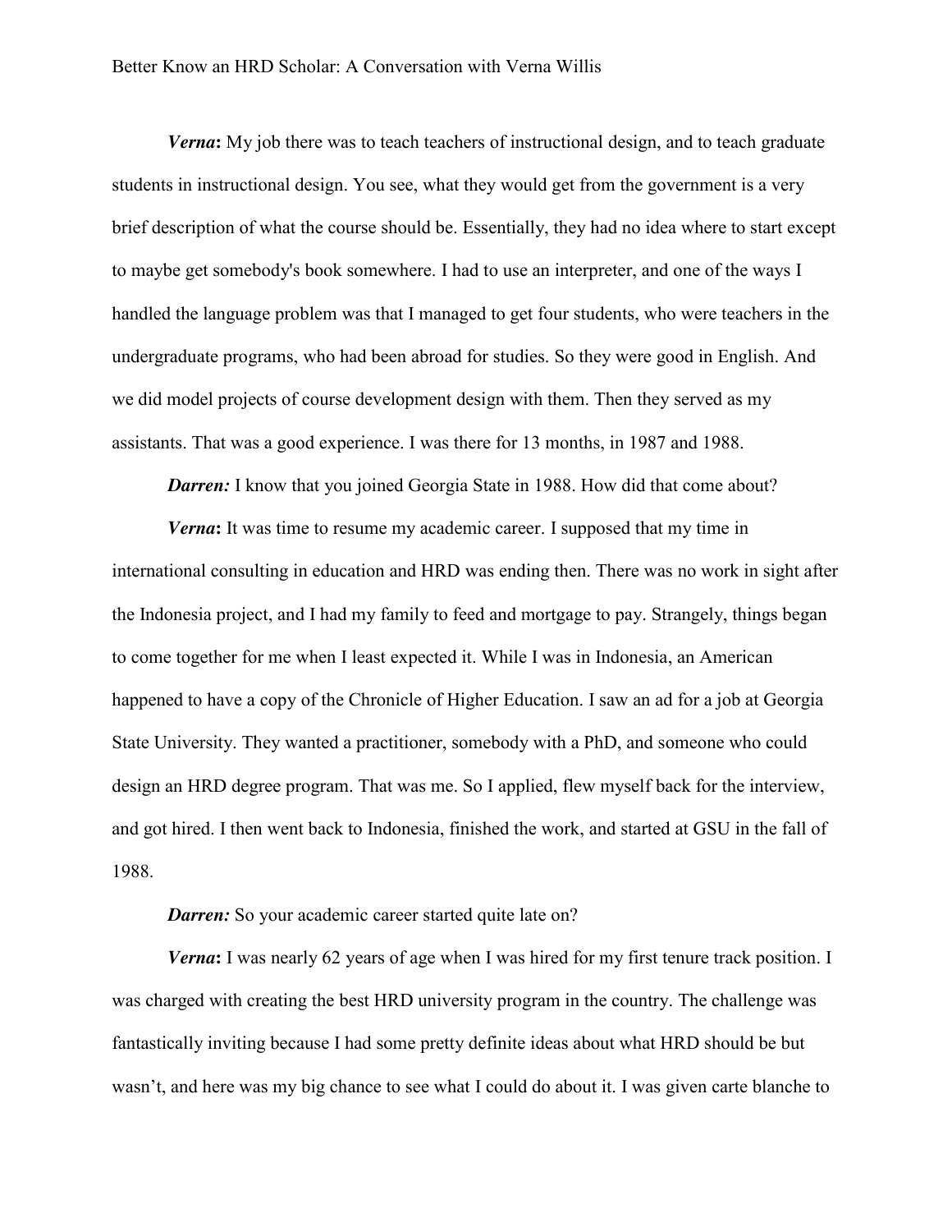***Verna*****:** My job there was to teach teachers of instructional design, and to teach graduate students in instructional design. You see, what they would get from the government is a very brief description of what the course should be. Essentially, they had no idea where to start except to maybe get somebody's book somewhere. I had to use an interpreter, and one of the ways I handled the language problem was that I managed to get four students, who were teachers in the undergraduate programs, who had been abroad for studies. So they were good in English. And we did model projects of course development design with them. Then they served as my assistants. That was a good experience. I was there for 13 months, in 1987 and 1988.

***Darren:*** I know that you joined Georgia State in 1988. How did that come about?

***Verna*****:** It was time to resume my academic career. I supposed that my time in international consulting in education and HRD was ending then. There was no work in sight after the Indonesia project, and I had my family to feed and mortgage to pay. Strangely, things began to come together for me when I least expected it. While I was in Indonesia, an American happened to have a copy of the Chronicle of Higher Education. I saw an ad for a job at Georgia State University. They wanted a practitioner, somebody with a PhD, and someone who could design an HRD degree program. That was me. So I applied, flew myself back for the interview, and got hired. I then went back to Indonesia, finished the work, and started at GSU in the fall of 1988.

***Darren:*** So your academic career started quite late on?

***Verna*****:** I was nearly 62 years of age when I was hired for my first tenure track position. I was charged with creating the best HRD university program in the country. The challenge was fantastically inviting because I had some pretty definite ideas about what HRD should be but wasn't, and here was my big chance to see what I could do about it. I was given carte blanche to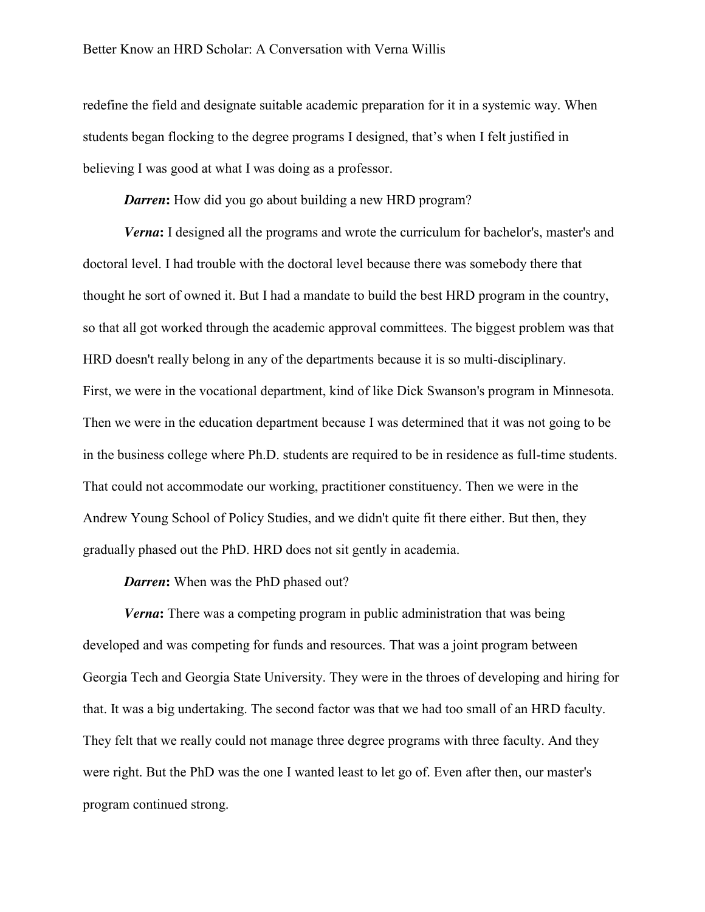redefine the field and designate suitable academic preparation for it in a systemic way. When students began flocking to the degree programs I designed, that's when I felt justified in believing I was good at what I was doing as a professor.

***Darren*:** How did you go about building a new HRD program?

***Verna*:** I designed all the programs and wrote the curriculum for bachelor's, master's and doctoral level. I had trouble with the doctoral level because there was somebody there that thought he sort of owned it. But I had a mandate to build the best HRD program in the country, so that all got worked through the academic approval committees. The biggest problem was that HRD doesn't really belong in any of the departments because it is so multi-disciplinary. First, we were in the vocational department, kind of like Dick Swanson's program in Minnesota. Then we were in the education department because I was determined that it was not going to be in the business college where Ph.D. students are required to be in residence as full-time students. That could not accommodate our working, practitioner constituency. Then we were in the Andrew Young School of Policy Studies, and we didn't quite fit there either. But then, they gradually phased out the PhD. HRD does not sit gently in academia.

***Darren*:** When was the PhD phased out?

***Verna*:** There was a competing program in public administration that was being developed and was competing for funds and resources. That was a joint program between Georgia Tech and Georgia State University. They were in the throes of developing and hiring for that. It was a big undertaking. The second factor was that we had too small of an HRD faculty. They felt that we really could not manage three degree programs with three faculty. And they were right. But the PhD was the one I wanted least to let go of. Even after then, our master's program continued strong.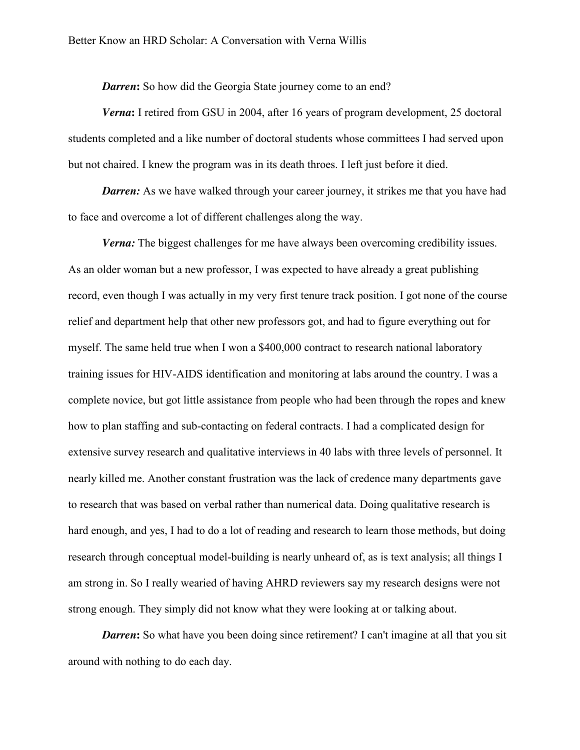***Darren*:** So how did the Georgia State journey come to an end?

***Verna*:** I retired from GSU in 2004, after 16 years of program development, 25 doctoral students completed and a like number of doctoral students whose committees I had served upon but not chaired. I knew the program was in its death throes. I left just before it died.

***Darren:*** As we have walked through your career journey, it strikes me that you have had to face and overcome a lot of different challenges along the way.

***Verna:*** The biggest challenges for me have always been overcoming credibility issues. As an older woman but a new professor, I was expected to have already a great publishing record, even though I was actually in my very first tenure track position. I got none of the course relief and department help that other new professors got, and had to figure everything out for myself. The same held true when I won a $400,000 contract to research national laboratory training issues for HIV-AIDS identification and monitoring at labs around the country. I was a complete novice, but got little assistance from people who had been through the ropes and knew how to plan staffing and sub-contacting on federal contracts. I had a complicated design for extensive survey research and qualitative interviews in 40 labs with three levels of personnel. It nearly killed me. Another constant frustration was the lack of credence many departments gave to research that was based on verbal rather than numerical data. Doing qualitative research is hard enough, and yes, I had to do a lot of reading and research to learn those methods, but doing research through conceptual model-building is nearly unheard of, as is text analysis; all things I am strong in. So I really wearied of having AHRD reviewers say my research designs were not strong enough. They simply did not know what they were looking at or talking about.

***Darren*:** So what have you been doing since retirement? I can't imagine at all that you sit around with nothing to do each day.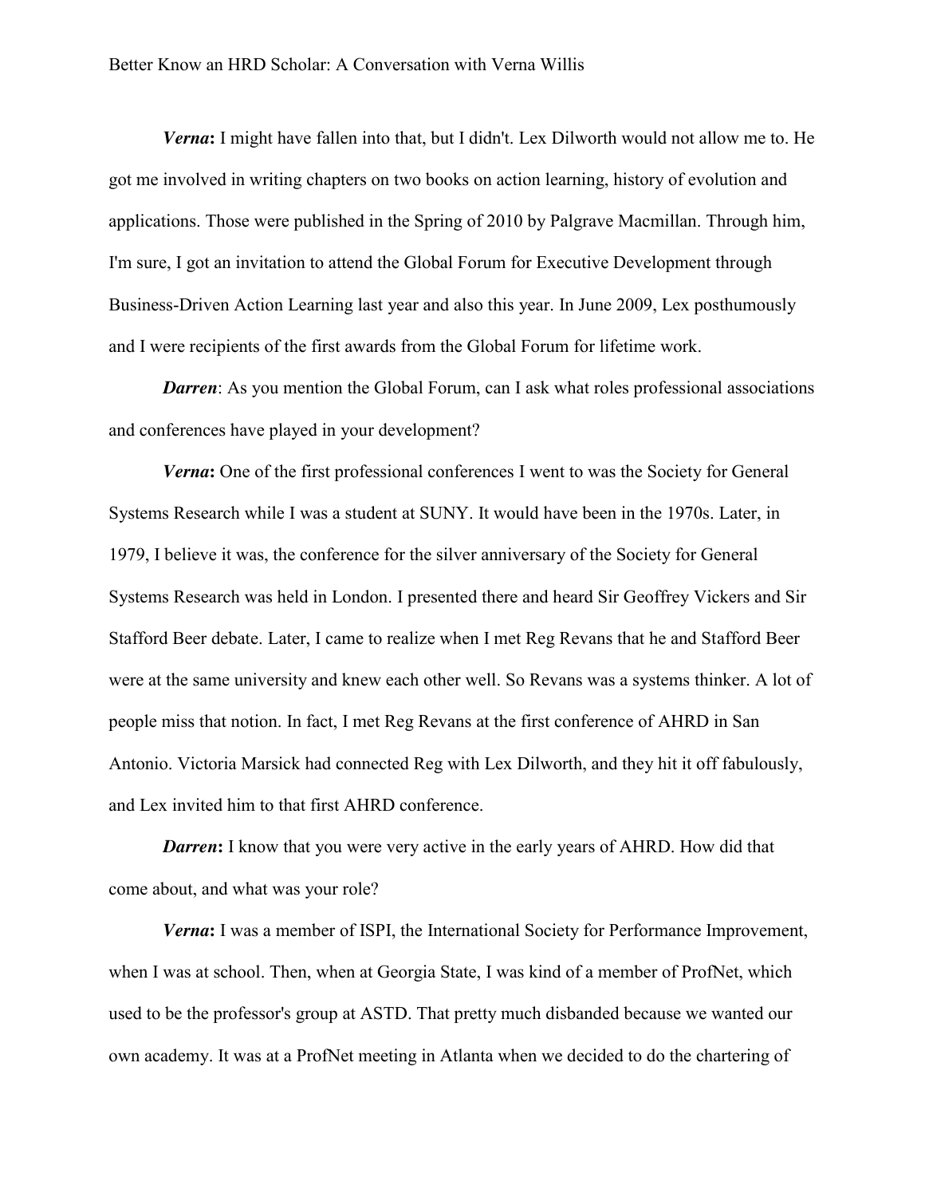***Verna*****:** I might have fallen into that, but I didn't. Lex Dilworth would not allow me to. He got me involved in writing chapters on two books on action learning, history of evolution and applications. Those were published in the Spring of 2010 by Palgrave Macmillan. Through him, I'm sure, I got an invitation to attend the Global Forum for Executive Development through Business-Driven Action Learning last year and also this year. In June 2009, Lex posthumously and I were recipients of the first awards from the Global Forum for lifetime work.

***Darren***: As you mention the Global Forum, can I ask what roles professional associations and conferences have played in your development?

***Verna*****:** One of the first professional conferences I went to was the Society for General Systems Research while I was a student at SUNY. It would have been in the 1970s. Later, in 1979, I believe it was, the conference for the silver anniversary of the Society for General Systems Research was held in London. I presented there and heard Sir Geoffrey Vickers and Sir Stafford Beer debate. Later, I came to realize when I met Reg Revans that he and Stafford Beer were at the same university and knew each other well. So Revans was a systems thinker. A lot of people miss that notion. In fact, I met Reg Revans at the first conference of AHRD in San Antonio. Victoria Marsick had connected Reg with Lex Dilworth, and they hit it off fabulously, and Lex invited him to that first AHRD conference.

***Darren*****:** I know that you were very active in the early years of AHRD. How did that come about, and what was your role?

***Verna*****:** I was a member of ISPI, the International Society for Performance Improvement, when I was at school. Then, when at Georgia State, I was kind of a member of ProfNet, which used to be the professor's group at ASTD. That pretty much disbanded because we wanted our own academy. It was at a ProfNet meeting in Atlanta when we decided to do the chartering of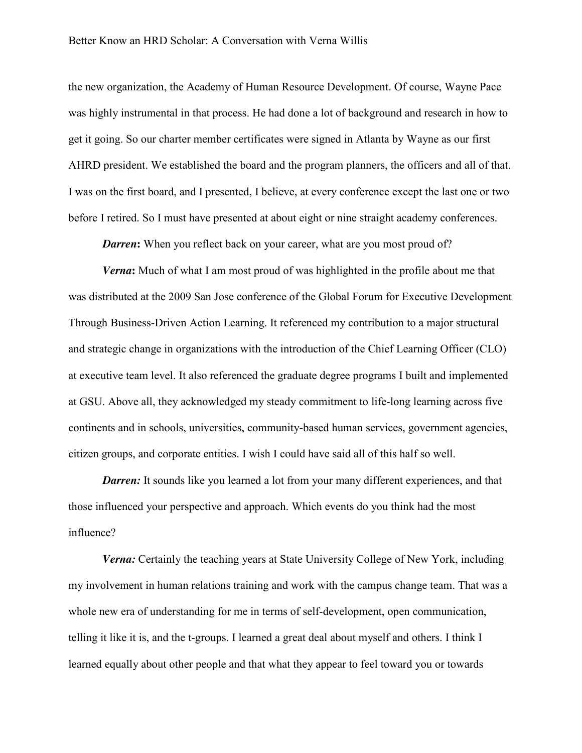the new organization, the Academy of Human Resource Development. Of course, Wayne Pace was highly instrumental in that process. He had done a lot of background and research in how to get it going. So our charter member certificates were signed in Atlanta by Wayne as our first AHRD president. We established the board and the program planners, the officers and all of that. I was on the first board, and I presented, I believe, at every conference except the last one or two before I retired. So I must have presented at about eight or nine straight academy conferences.

***Darren*:** When you reflect back on your career, what are you most proud of?

***Verna*:** Much of what I am most proud of was highlighted in the profile about me that was distributed at the 2009 San Jose conference of the Global Forum for Executive Development Through Business-Driven Action Learning. It referenced my contribution to a major structural and strategic change in organizations with the introduction of the Chief Learning Officer (CLO) at executive team level. It also referenced the graduate degree programs I built and implemented at GSU. Above all, they acknowledged my steady commitment to life-long learning across five continents and in schools, universities, community-based human services, government agencies, citizen groups, and corporate entities. I wish I could have said all of this half so well.

***Darren:*** It sounds like you learned a lot from your many different experiences, and that those influenced your perspective and approach. Which events do you think had the most influence?

***Verna:*** Certainly the teaching years at State University College of New York, including my involvement in human relations training and work with the campus change team. That was a whole new era of understanding for me in terms of self-development, open communication, telling it like it is, and the t-groups. I learned a great deal about myself and others. I think I learned equally about other people and that what they appear to feel toward you or towards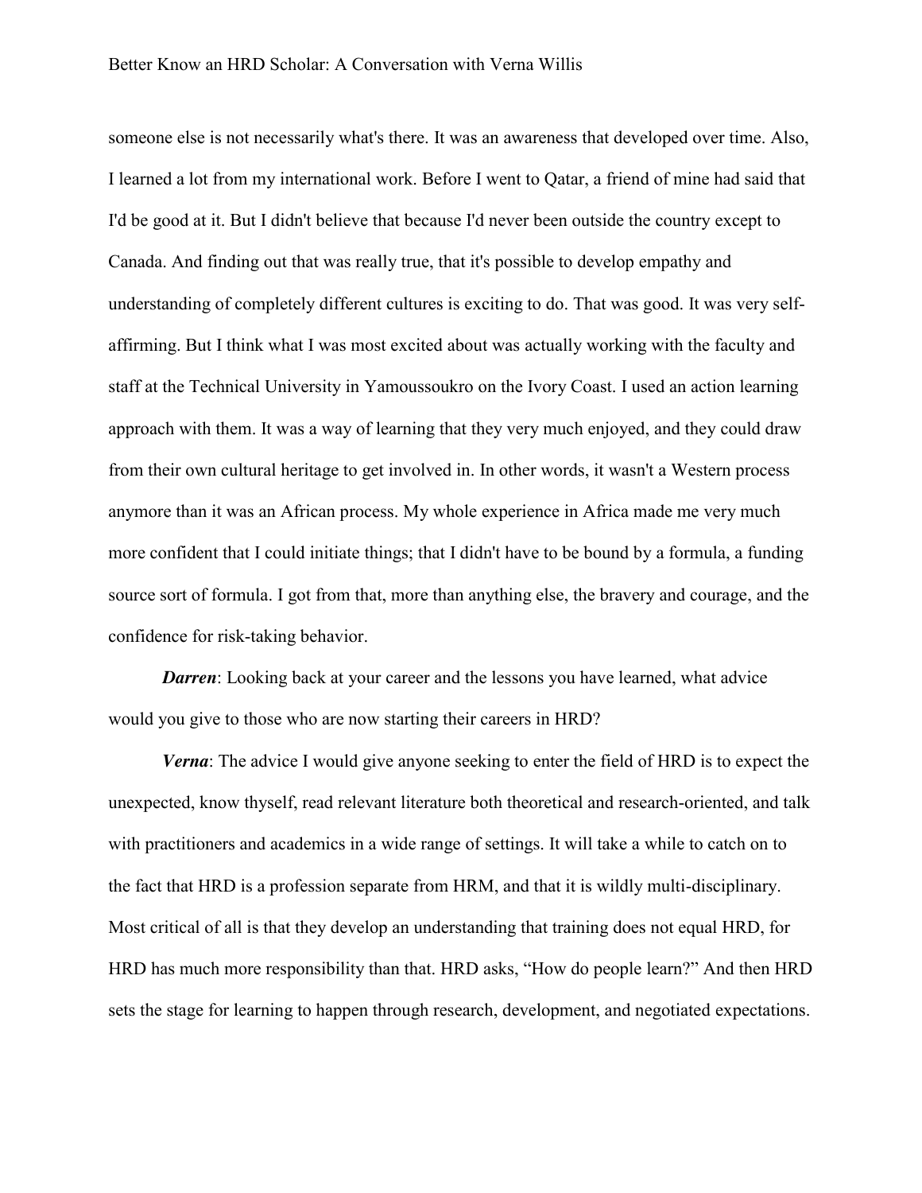someone else is not necessarily what's there. It was an awareness that developed over time. Also, I learned a lot from my international work. Before I went to Qatar, a friend of mine had said that I'd be good at it. But I didn't believe that because I'd never been outside the country except to Canada. And finding out that was really true, that it's possible to develop empathy and understanding of completely different cultures is exciting to do. That was good. It was very self-affirming. But I think what I was most excited about was actually working with the faculty and staff at the Technical University in Yamoussoukro on the Ivory Coast. I used an action learning approach with them. It was a way of learning that they very much enjoyed, and they could draw from their own cultural heritage to get involved in. In other words, it wasn't a Western process anymore than it was an African process. My whole experience in Africa made me very much more confident that I could initiate things; that I didn't have to be bound by a formula, a funding source sort of formula. I got from that, more than anything else, the bravery and courage, and the confidence for risk-taking behavior.

***Darren***: Looking back at your career and the lessons you have learned, what advice would you give to those who are now starting their careers in HRD?

***Verna***: The advice I would give anyone seeking to enter the field of HRD is to expect the unexpected, know thyself, read relevant literature both theoretical and research-oriented, and talk with practitioners and academics in a wide range of settings. It will take a while to catch on to the fact that HRD is a profession separate from HRM, and that it is wildly multi-disciplinary. Most critical of all is that they develop an understanding that training does not equal HRD, for HRD has much more responsibility than that. HRD asks, "How do people learn?" And then HRD sets the stage for learning to happen through research, development, and negotiated expectations.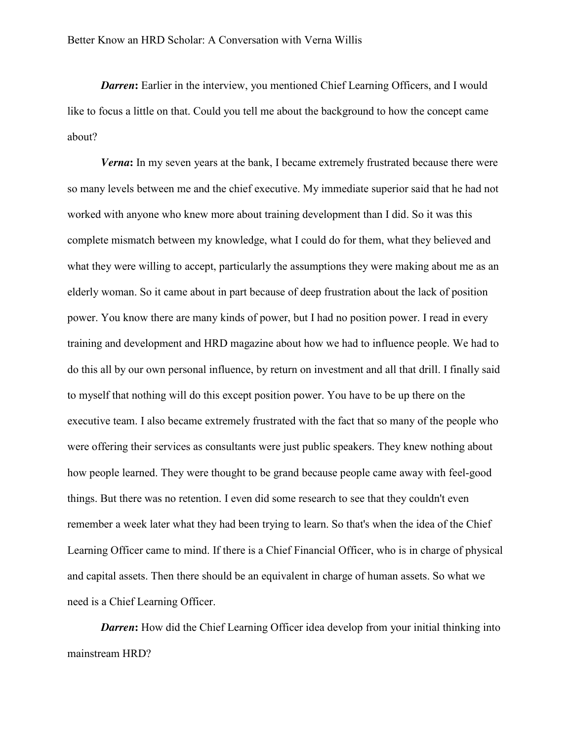***Darren*:** Earlier in the interview, you mentioned Chief Learning Officers, and I would like to focus a little on that. Could you tell me about the background to how the concept came about?

***Verna*:** In my seven years at the bank, I became extremely frustrated because there were so many levels between me and the chief executive. My immediate superior said that he had not worked with anyone who knew more about training development than I did. So it was this complete mismatch between my knowledge, what I could do for them, what they believed and what they were willing to accept, particularly the assumptions they were making about me as an elderly woman. So it came about in part because of deep frustration about the lack of position power. You know there are many kinds of power, but I had no position power. I read in every training and development and HRD magazine about how we had to influence people. We had to do this all by our own personal influence, by return on investment and all that drill. I finally said to myself that nothing will do this except position power. You have to be up there on the executive team. I also became extremely frustrated with the fact that so many of the people who were offering their services as consultants were just public speakers. They knew nothing about how people learned. They were thought to be grand because people came away with feel-good things. But there was no retention. I even did some research to see that they couldn't even remember a week later what they had been trying to learn. So that's when the idea of the Chief Learning Officer came to mind. If there is a Chief Financial Officer, who is in charge of physical and capital assets. Then there should be an equivalent in charge of human assets. So what we need is a Chief Learning Officer.

***Darren*:** How did the Chief Learning Officer idea develop from your initial thinking into mainstream HRD?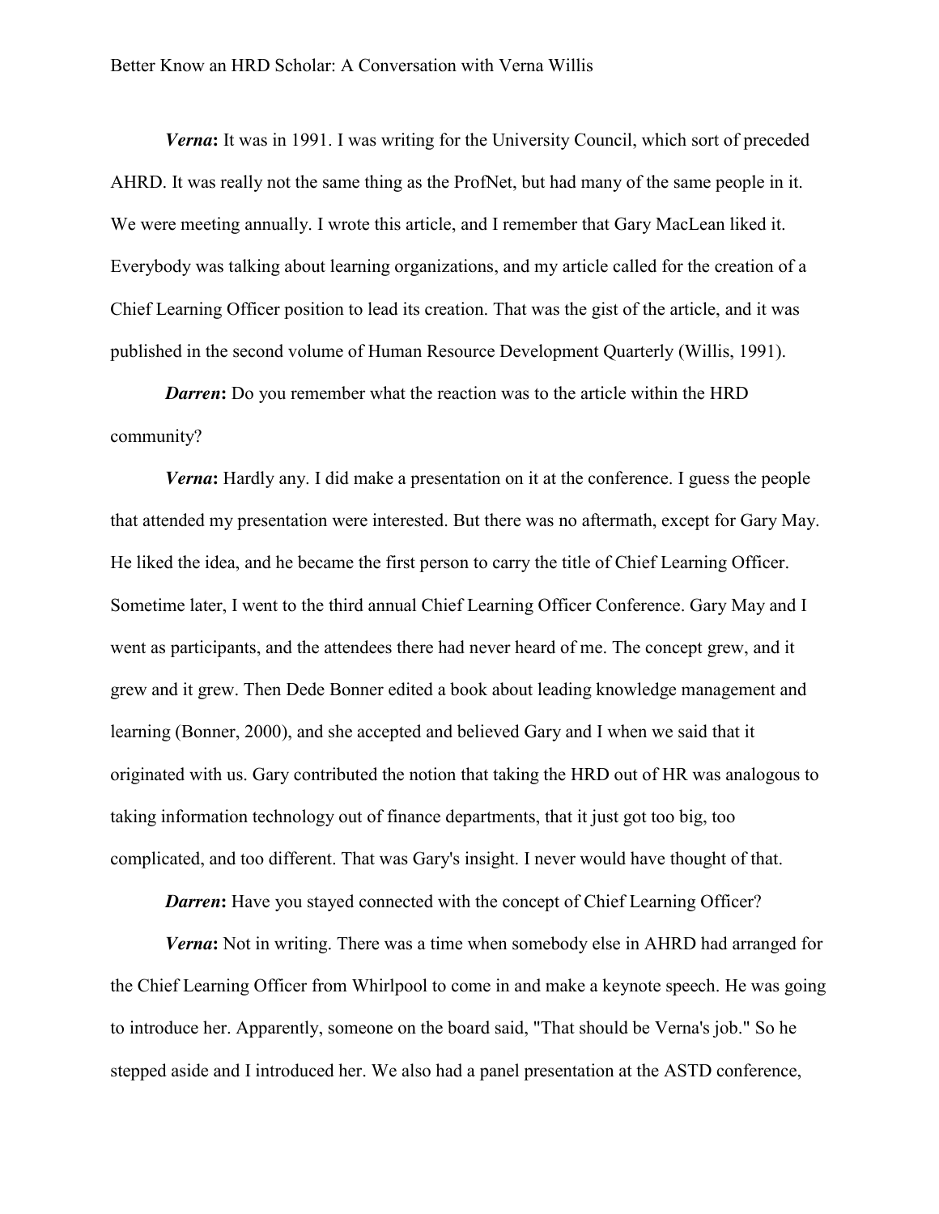***Verna*:** It was in 1991. I was writing for the University Council, which sort of preceded AHRD. It was really not the same thing as the ProfNet, but had many of the same people in it. We were meeting annually. I wrote this article, and I remember that Gary MacLean liked it. Everybody was talking about learning organizations, and my article called for the creation of a Chief Learning Officer position to lead its creation. That was the gist of the article, and it was published in the second volume of Human Resource Development Quarterly (Willis, 1991).

***Darren*:** Do you remember what the reaction was to the article within the HRD community?

***Verna*:** Hardly any. I did make a presentation on it at the conference. I guess the people that attended my presentation were interested. But there was no aftermath, except for Gary May. He liked the idea, and he became the first person to carry the title of Chief Learning Officer. Sometime later, I went to the third annual Chief Learning Officer Conference. Gary May and I went as participants, and the attendees there had never heard of me. The concept grew, and it grew and it grew. Then Dede Bonner edited a book about leading knowledge management and learning (Bonner, 2000), and she accepted and believed Gary and I when we said that it originated with us. Gary contributed the notion that taking the HRD out of HR was analogous to taking information technology out of finance departments, that it just got too big, too complicated, and too different. That was Gary's insight. I never would have thought of that.

***Darren*:** Have you stayed connected with the concept of Chief Learning Officer?

***Verna*:** Not in writing. There was a time when somebody else in AHRD had arranged for the Chief Learning Officer from Whirlpool to come in and make a keynote speech. He was going to introduce her. Apparently, someone on the board said, "That should be Verna's job." So he stepped aside and I introduced her. We also had a panel presentation at the ASTD conference,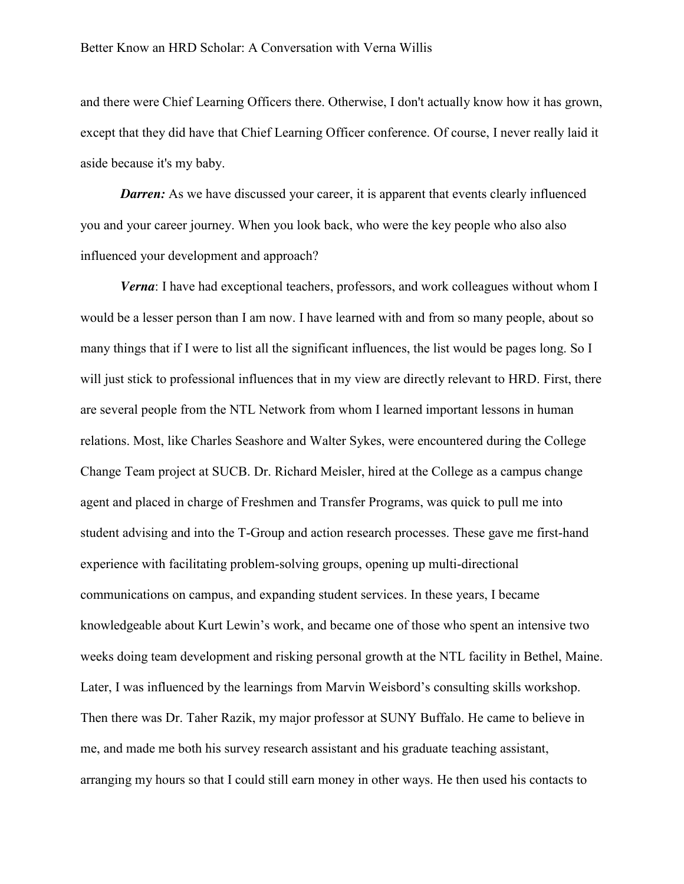and there were Chief Learning Officers there. Otherwise, I don't actually know how it has grown, except that they did have that Chief Learning Officer conference. Of course, I never really laid it aside because it's my baby.

***Darren:*** As we have discussed your career, it is apparent that events clearly influenced you and your career journey. When you look back, who were the key people who also also influenced your development and approach?

***Verna***: I have had exceptional teachers, professors, and work colleagues without whom I would be a lesser person than I am now. I have learned with and from so many people, about so many things that if I were to list all the significant influences, the list would be pages long. So I will just stick to professional influences that in my view are directly relevant to HRD. First, there are several people from the NTL Network from whom I learned important lessons in human relations. Most, like Charles Seashore and Walter Sykes, were encountered during the College Change Team project at SUCB. Dr. Richard Meisler, hired at the College as a campus change agent and placed in charge of Freshmen and Transfer Programs, was quick to pull me into student advising and into the T-Group and action research processes. These gave me first-hand experience with facilitating problem-solving groups, opening up multi-directional communications on campus, and expanding student services. In these years, I became knowledgeable about Kurt Lewin's work, and became one of those who spent an intensive two weeks doing team development and risking personal growth at the NTL facility in Bethel, Maine. Later, I was influenced by the learnings from Marvin Weisbord's consulting skills workshop. Then there was Dr. Taher Razik, my major professor at SUNY Buffalo. He came to believe in me, and made me both his survey research assistant and his graduate teaching assistant, arranging my hours so that I could still earn money in other ways. He then used his contacts to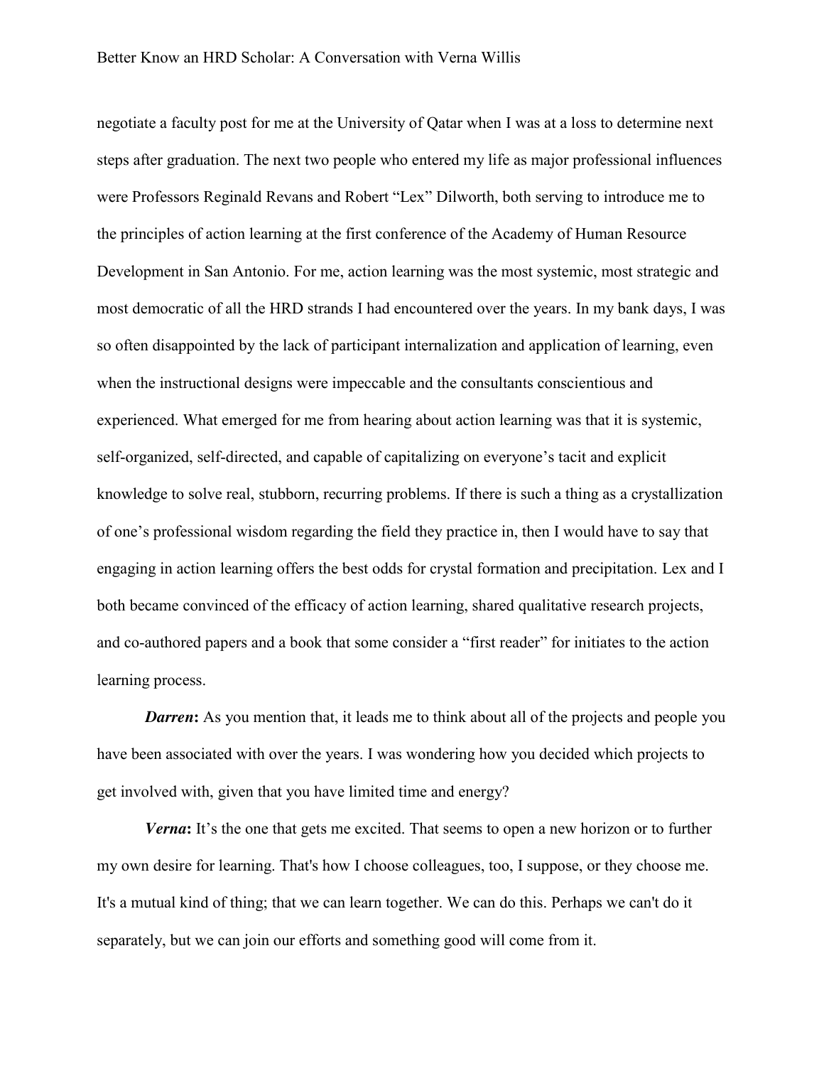negotiate a faculty post for me at the University of Qatar when I was at a loss to determine next steps after graduation. The next two people who entered my life as major professional influences were Professors Reginald Revans and Robert "Lex" Dilworth, both serving to introduce me to the principles of action learning at the first conference of the Academy of Human Resource Development in San Antonio. For me, action learning was the most systemic, most strategic and most democratic of all the HRD strands I had encountered over the years. In my bank days, I was so often disappointed by the lack of participant internalization and application of learning, even when the instructional designs were impeccable and the consultants conscientious and experienced. What emerged for me from hearing about action learning was that it is systemic, self-organized, self-directed, and capable of capitalizing on everyone's tacit and explicit knowledge to solve real, stubborn, recurring problems. If there is such a thing as a crystallization of one's professional wisdom regarding the field they practice in, then I would have to say that engaging in action learning offers the best odds for crystal formation and precipitation. Lex and I both became convinced of the efficacy of action learning, shared qualitative research projects, and co-authored papers and a book that some consider a "first reader" for initiates to the action learning process.

***Darren*:** As you mention that, it leads me to think about all of the projects and people you have been associated with over the years. I was wondering how you decided which projects to get involved with, given that you have limited time and energy?

***Verna*:** It's the one that gets me excited. That seems to open a new horizon or to further my own desire for learning. That's how I choose colleagues, too, I suppose, or they choose me. It's a mutual kind of thing; that we can learn together. We can do this. Perhaps we can't do it separately, but we can join our efforts and something good will come from it.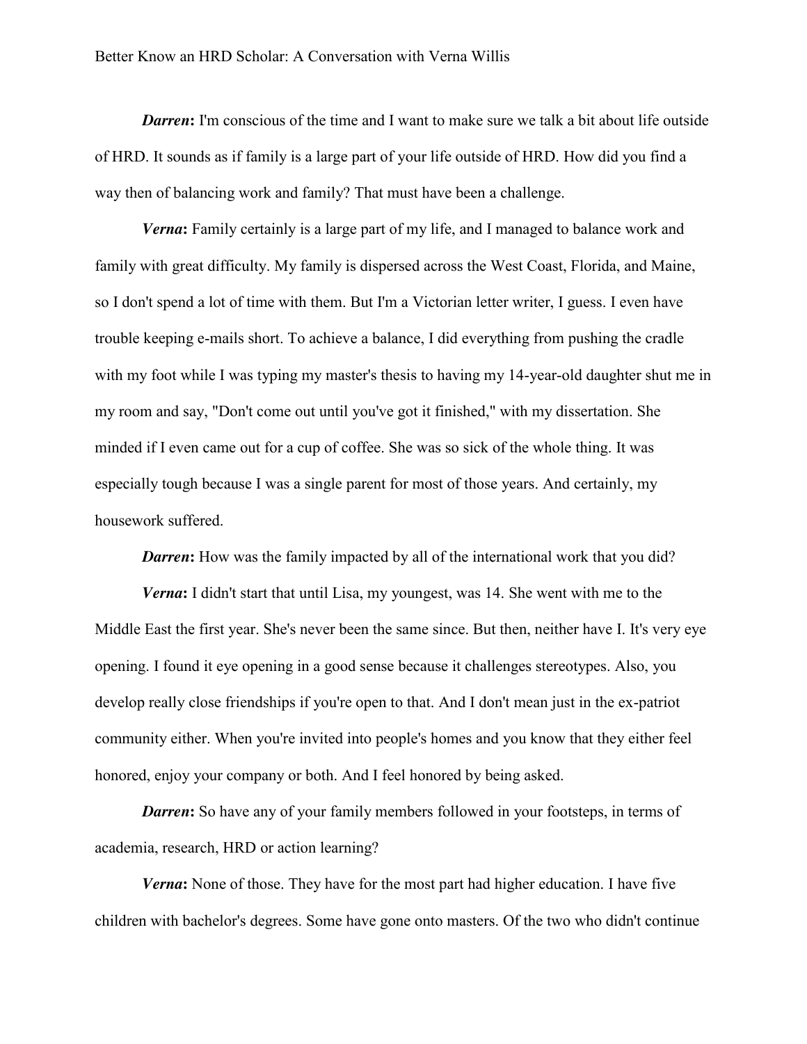***Darren*:** I'm conscious of the time and I want to make sure we talk a bit about life outside of HRD. It sounds as if family is a large part of your life outside of HRD. How did you find a way then of balancing work and family? That must have been a challenge.

***Verna*:** Family certainly is a large part of my life, and I managed to balance work and family with great difficulty. My family is dispersed across the West Coast, Florida, and Maine, so I don't spend a lot of time with them. But I'm a Victorian letter writer, I guess. I even have trouble keeping e-mails short. To achieve a balance, I did everything from pushing the cradle with my foot while I was typing my master's thesis to having my 14-year-old daughter shut me in my room and say, "Don't come out until you've got it finished," with my dissertation. She minded if I even came out for a cup of coffee. She was so sick of the whole thing. It was especially tough because I was a single parent for most of those years. And certainly, my housework suffered.

***Darren*:** How was the family impacted by all of the international work that you did?

***Verna*:** I didn't start that until Lisa, my youngest, was 14. She went with me to the Middle East the first year. She's never been the same since. But then, neither have I. It's very eye opening. I found it eye opening in a good sense because it challenges stereotypes. Also, you develop really close friendships if you're open to that. And I don't mean just in the ex-patriot community either. When you're invited into people's homes and you know that they either feel honored, enjoy your company or both. And I feel honored by being asked.

***Darren*:** So have any of your family members followed in your footsteps, in terms of academia, research, HRD or action learning?

***Verna*:** None of those. They have for the most part had higher education. I have five children with bachelor's degrees. Some have gone onto masters. Of the two who didn't continue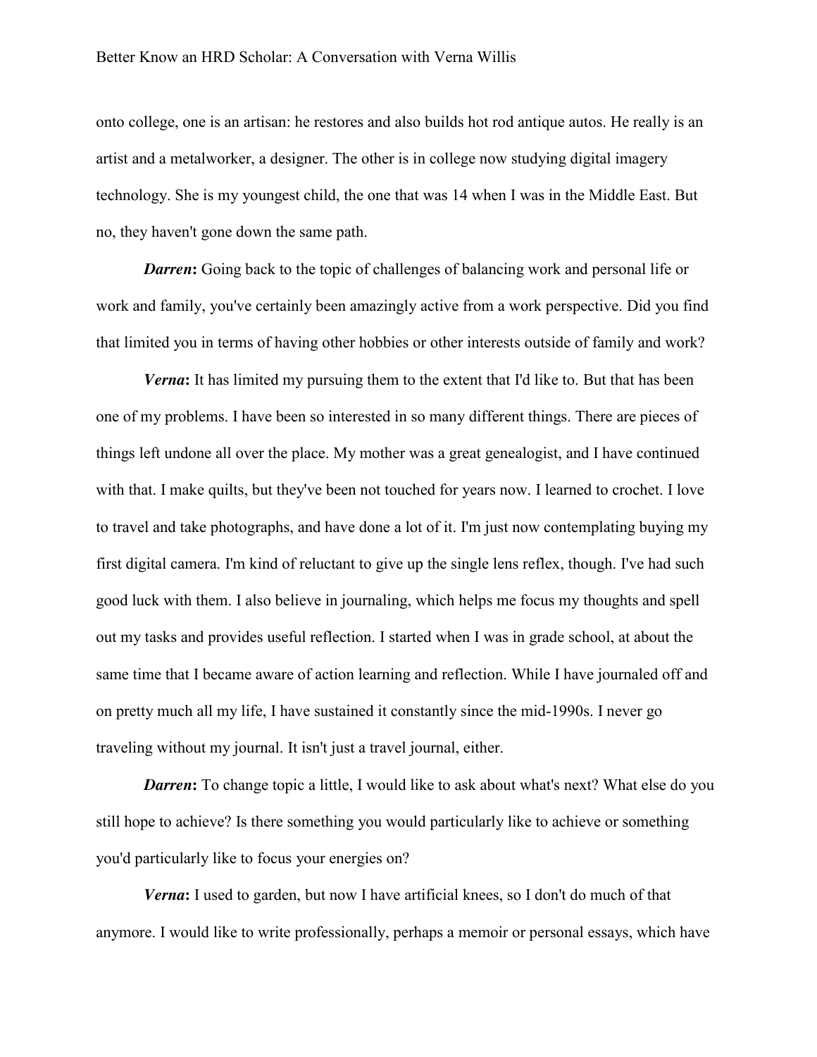onto college, one is an artisan: he restores and also builds hot rod antique autos. He really is an artist and a metalworker, a designer. The other is in college now studying digital imagery technology. She is my youngest child, the one that was 14 when I was in the Middle East. But no, they haven't gone down the same path.

***Darren*:** Going back to the topic of challenges of balancing work and personal life or work and family, you've certainly been amazingly active from a work perspective. Did you find that limited you in terms of having other hobbies or other interests outside of family and work?

***Verna*:** It has limited my pursuing them to the extent that I'd like to. But that has been one of my problems. I have been so interested in so many different things. There are pieces of things left undone all over the place. My mother was a great genealogist, and I have continued with that. I make quilts, but they've been not touched for years now. I learned to crochet. I love to travel and take photographs, and have done a lot of it. I'm just now contemplating buying my first digital camera. I'm kind of reluctant to give up the single lens reflex, though. I've had such good luck with them. I also believe in journaling, which helps me focus my thoughts and spell out my tasks and provides useful reflection. I started when I was in grade school, at about the same time that I became aware of action learning and reflection. While I have journaled off and on pretty much all my life, I have sustained it constantly since the mid-1990s. I never go traveling without my journal. It isn't just a travel journal, either.

***Darren*:** To change topic a little, I would like to ask about what's next? What else do you still hope to achieve? Is there something you would particularly like to achieve or something you'd particularly like to focus your energies on?

***Verna*:** I used to garden, but now I have artificial knees, so I don't do much of that anymore. I would like to write professionally, perhaps a memoir or personal essays, which have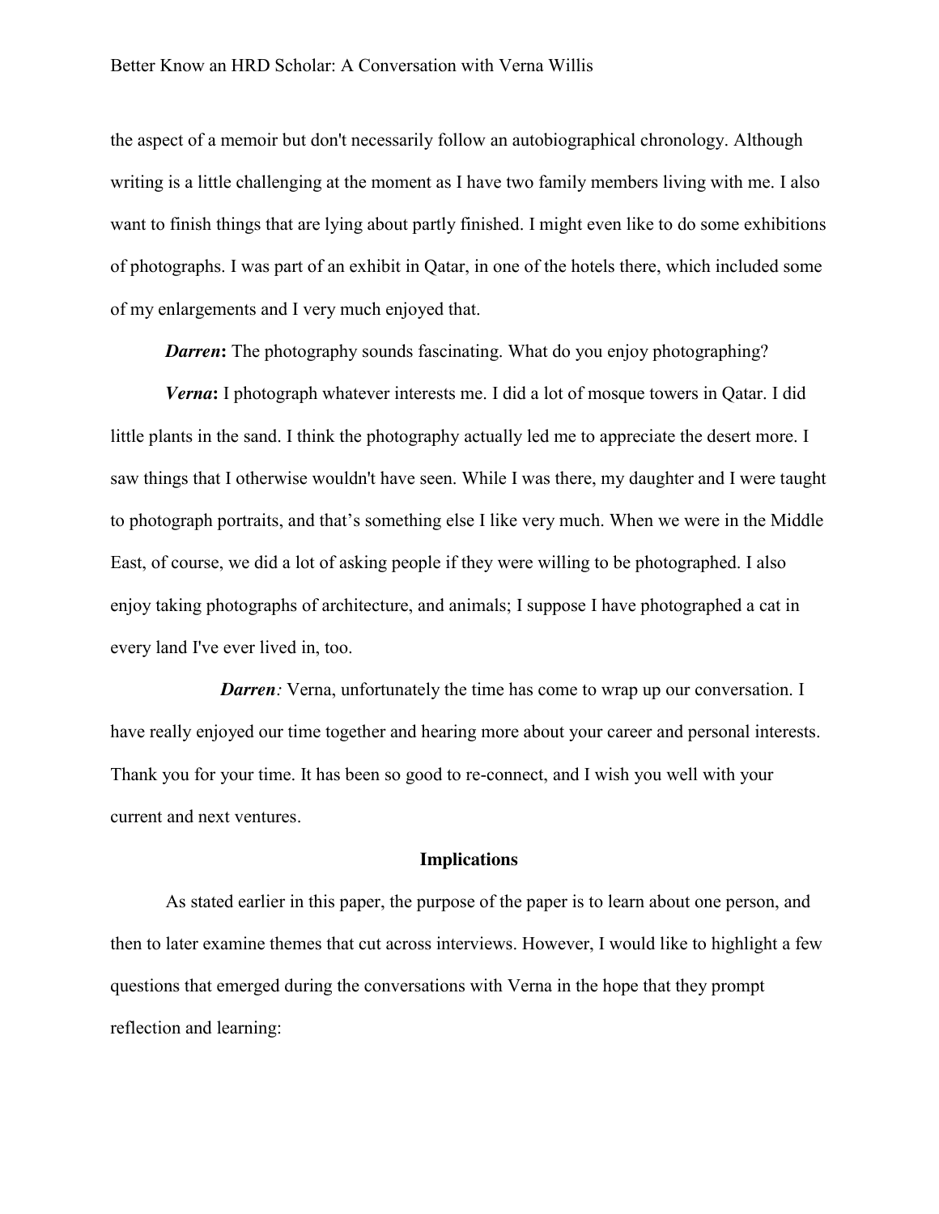the aspect of a memoir but don't necessarily follow an autobiographical chronology. Although writing is a little challenging at the moment as I have two family members living with me. I also want to finish things that are lying about partly finished. I might even like to do some exhibitions of photographs. I was part of an exhibit in Qatar, in one of the hotels there, which included some of my enlargements and I very much enjoyed that.

***Darren*****:** The photography sounds fascinating. What do you enjoy photographing?

***Verna*****:** I photograph whatever interests me. I did a lot of mosque towers in Qatar. I did little plants in the sand. I think the photography actually led me to appreciate the desert more. I saw things that I otherwise wouldn't have seen. While I was there, my daughter and I were taught to photograph portraits, and that's something else I like very much. When we were in the Middle East, of course, we did a lot of asking people if they were willing to be photographed. I also enjoy taking photographs of architecture, and animals; I suppose I have photographed a cat in every land I've ever lived in, too.

***Darren****:* Verna, unfortunately the time has come to wrap up our conversation. I have really enjoyed our time together and hearing more about your career and personal interests. Thank you for your time. It has been so good to re-connect, and I wish you well with your current and next ventures.

## Implications

As stated earlier in this paper, the purpose of the paper is to learn about one person, and then to later examine themes that cut across interviews. However, I would like to highlight a few questions that emerged during the conversations with Verna in the hope that they prompt reflection and learning: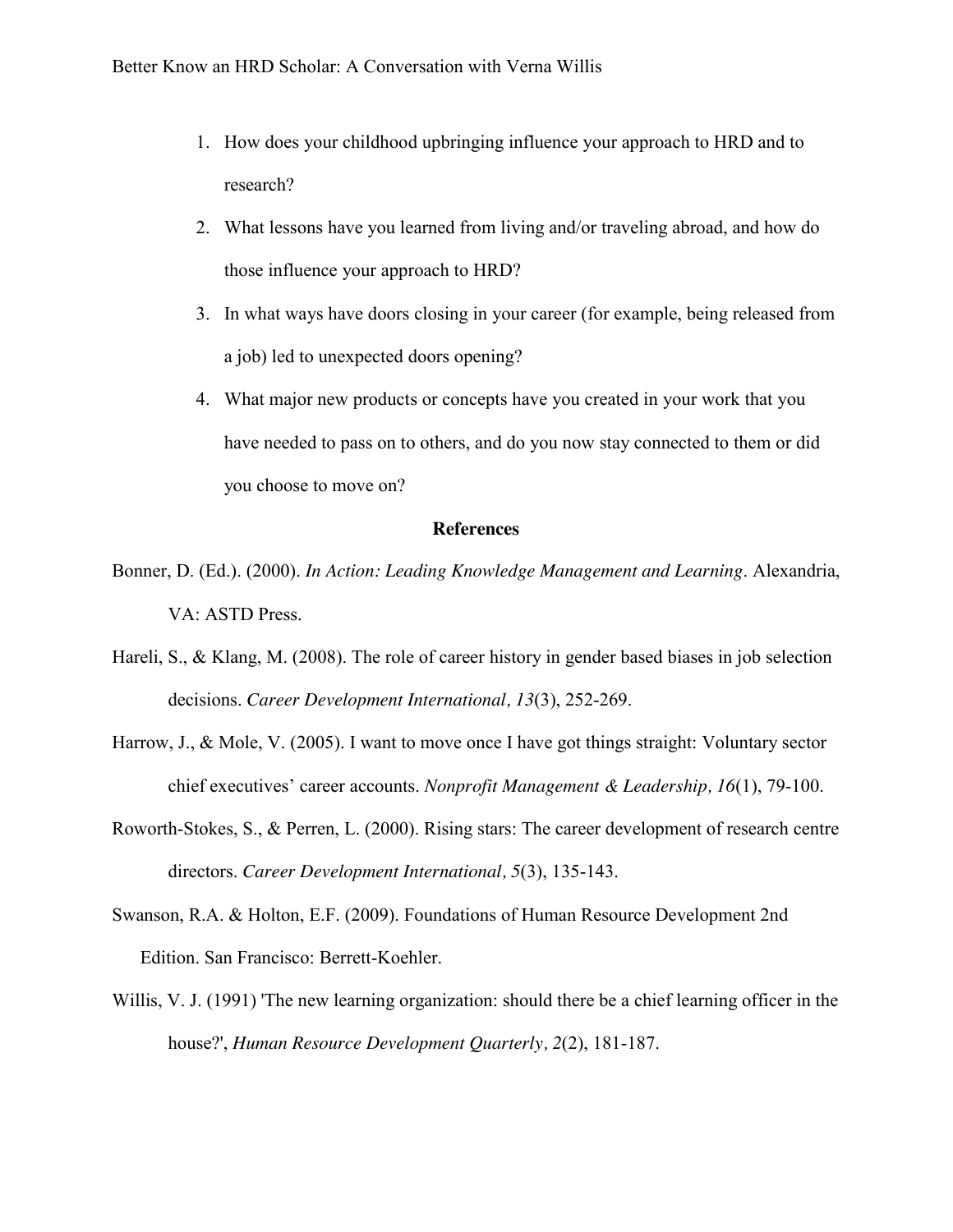1. How does your childhood upbringing influence your approach to HRD and to research?
2. What lessons have you learned from living and/or traveling abroad, and how do those influence your approach to HRD?
3. In what ways have doors closing in your career (for example, being released from a job) led to unexpected doors opening?
4. What major new products or concepts have you created in your work that you have needed to pass on to others, and do you now stay connected to them or did you choose to move on?

## References

Bonner, D. (Ed.). (2000). *In Action: Leading Knowledge Management and Learning*. Alexandria, VA: ASTD Press.

Hareli, S., & Klang, M. (2008). The role of career history in gender based biases in job selection decisions. *Career Development International, 13*(3), 252-269.

Harrow, J., & Mole, V. (2005). I want to move once I have got things straight: Voluntary sector chief executives' career accounts. *Nonprofit Management & Leadership, 16*(1), 79-100.

Roworth-Stokes, S., & Perren, L. (2000). Rising stars: The career development of research centre directors. *Career Development International, 5*(3), 135-143.

Swanson, R.A. & Holton, E.F. (2009). Foundations of Human Resource Development 2nd Edition. San Francisco: Berrett-Koehler.

Willis, V. J. (1991) 'The new learning organization: should there be a chief learning officer in the house?', *Human Resource Development Quarterly, 2*(2), 181-187.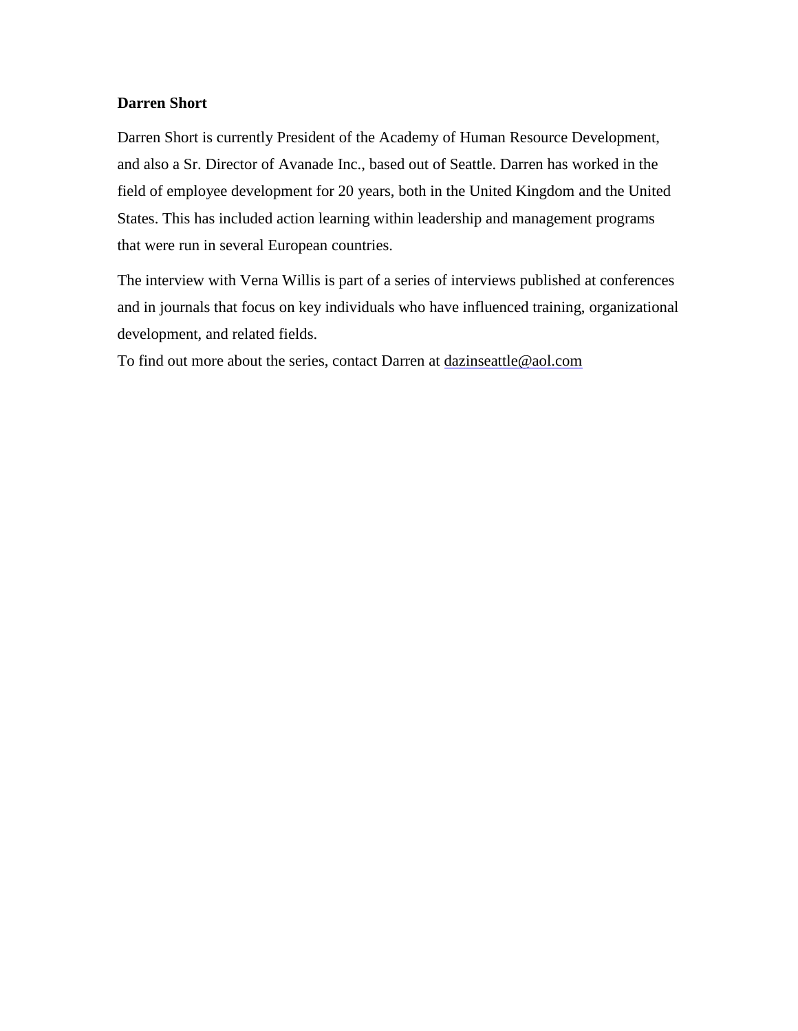**Darren Short**

Darren Short is currently President of the Academy of Human Resource Development, and also a Sr. Director of Avanade Inc., based out of Seattle. Darren has worked in the field of employee development for 20 years, both in the United Kingdom and the United States. This has included action learning within leadership and management programs that were run in several European countries.

The interview with Verna Willis is part of a series of interviews published at conferences and in journals that focus on key individuals who have influenced training, organizational development, and related fields.
To find out more about the series, contact Darren at dazinseattle@aol.com